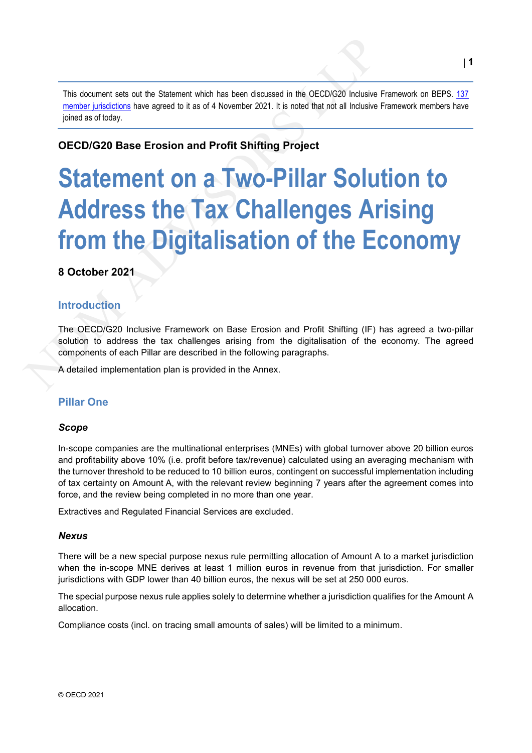This document sets out the Statement which has been discussed in the OECD/G20 Inclusive Framework on BEPS. [137 member jurisdictions](#) have agreed to it as of 4 November 2021. It is noted that not all Inclusive Framework members have joined as of today.

**OECD/G20 Base Erosion and Profit Shifting Project**

# Statement on a Two-Pillar Solution to Address the Tax Challenges Arising from the Digitalisation of the Economy

**8 October 2021**

## Introduction

The OECD/G20 Inclusive Framework on Base Erosion and Profit Shifting (IF) has agreed a two-pillar solution to address the tax challenges arising from the digitalisation of the economy. The agreed components of each Pillar are described in the following paragraphs.

A detailed implementation plan is provided in the Annex.

## Pillar One

### *Scope*

In-scope companies are the multinational enterprises (MNEs) with global turnover above 20 billion euros and profitability above 10% (i.e. profit before tax/revenue) calculated using an averaging mechanism with the turnover threshold to be reduced to 10 billion euros, contingent on successful implementation including of tax certainty on Amount A, with the relevant review beginning 7 years after the agreement comes into force, and the review being completed in no more than one year.

Extractives and Regulated Financial Services are excluded.

### *Nexus*

There will be a new special purpose nexus rule permitting allocation of Amount A to a market jurisdiction when the in-scope MNE derives at least 1 million euros in revenue from that jurisdiction. For smaller jurisdictions with GDP lower than 40 billion euros, the nexus will be set at 250 000 euros.

The special purpose nexus rule applies solely to determine whether a jurisdiction qualifies for the Amount A allocation.

Compliance costs (incl. on tracing small amounts of sales) will be limited to a minimum.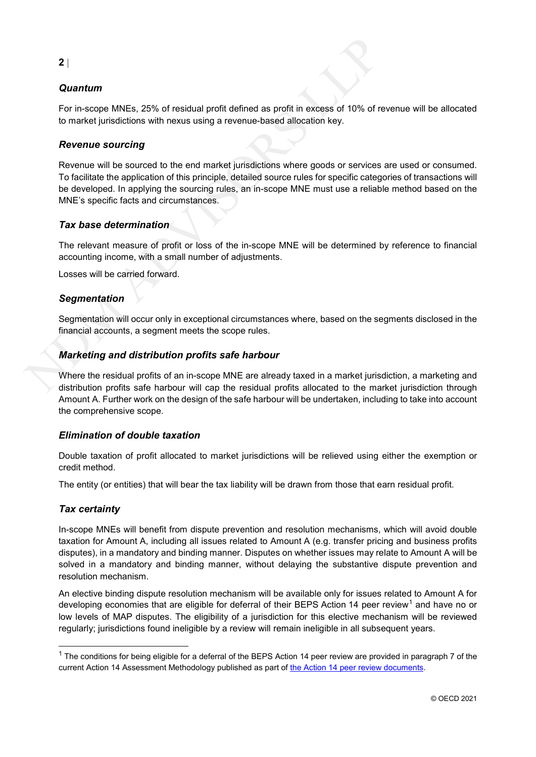### *Quantum*

For in-scope MNEs, 25% of residual profit defined as profit in excess of 10% of revenue will be allocated to market jurisdictions with nexus using a revenue-based allocation key.

### *Revenue sourcing*

Revenue will be sourced to the end market jurisdictions where goods or services are used or consumed. To facilitate the application of this principle, detailed source rules for specific categories of transactions will be developed. In applying the sourcing rules, an in-scope MNE must use a reliable method based on the MNE's specific facts and circumstances.

### *Tax base determination*

The relevant measure of profit or loss of the in-scope MNE will be determined by reference to financial accounting income, with a small number of adjustments.

Losses will be carried forward.

### *Segmentation*

Segmentation will occur only in exceptional circumstances where, based on the segments disclosed in the financial accounts, a segment meets the scope rules.

### *Marketing and distribution profits safe harbour*

Where the residual profits of an in-scope MNE are already taxed in a market jurisdiction, a marketing and distribution profits safe harbour will cap the residual profits allocated to the market jurisdiction through Amount A. Further work on the design of the safe harbour will be undertaken, including to take into account the comprehensive scope.

### *Elimination of double taxation*

Double taxation of profit allocated to market jurisdictions will be relieved using either the exemption or credit method.

The entity (or entities) that will bear the tax liability will be drawn from those that earn residual profit.

### *Tax certainty*

In-scope MNEs will benefit from dispute prevention and resolution mechanisms, which will avoid double taxation for Amount A, including all issues related to Amount A (e.g. transfer pricing and business profits disputes), in a mandatory and binding manner. Disputes on whether issues may relate to Amount A will be solved in a mandatory and binding manner, without delaying the substantive dispute prevention and resolution mechanism.

An elective binding dispute resolution mechanism will be available only for issues related to Amount A for developing economies that are eligible for deferral of their BEPS Action 14 peer review[1] and have no or low levels of MAP disputes. The eligibility of a jurisdiction for this elective mechanism will be reviewed regularly; jurisdictions found ineligible by a review will remain ineligible in all subsequent years.

---

[1] The conditions for being eligible for a deferral of the BEPS Action 14 peer review are provided in paragraph 7 of the current Action 14 Assessment Methodology published as part of the Action 14 peer review documents.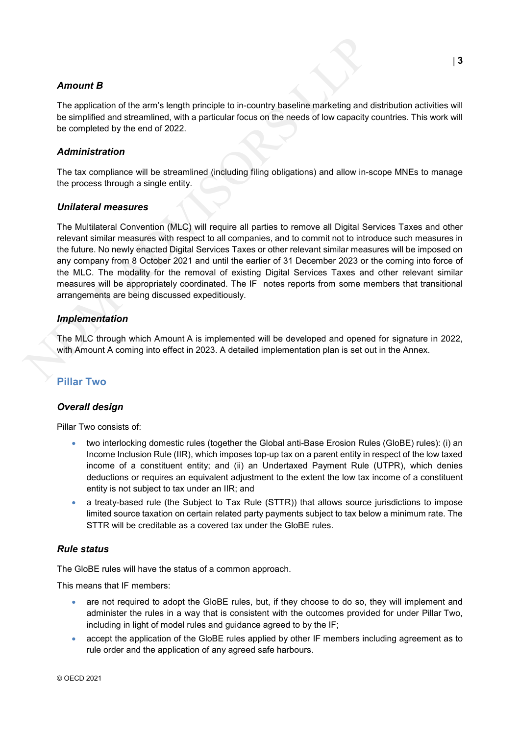### *Amount B*

The application of the arm's length principle to in-country baseline marketing and distribution activities will be simplified and streamlined, with a particular focus on the needs of low capacity countries. This work will be completed by the end of 2022.

### *Administration*

The tax compliance will be streamlined (including filing obligations) and allow in-scope MNEs to manage the process through a single entity.

### *Unilateral measures*

The Multilateral Convention (MLC) will require all parties to remove all Digital Services Taxes and other relevant similar measures with respect to all companies, and to commit not to introduce such measures in the future. No newly enacted Digital Services Taxes or other relevant similar measures will be imposed on any company from 8 October 2021 and until the earlier of 31 December 2023 or the coming into force of the MLC. The modality for the removal of existing Digital Services Taxes and other relevant similar measures will be appropriately coordinated. The IF notes reports from some members that transitional arrangements are being discussed expeditiously.

### *Implementation*

The MLC through which Amount A is implemented will be developed and opened for signature in 2022, with Amount A coming into effect in 2023. A detailed implementation plan is set out in the Annex.

## Pillar Two

### *Overall design*

Pillar Two consists of:

- two interlocking domestic rules (together the Global anti-Base Erosion Rules (GloBE) rules): (i) an Income Inclusion Rule (IIR), which imposes top-up tax on a parent entity in respect of the low taxed income of a constituent entity; and (ii) an Undertaxed Payment Rule (UTPR), which denies deductions or requires an equivalent adjustment to the extent the low tax income of a constituent entity is not subject to tax under an IIR; and
- a treaty-based rule (the Subject to Tax Rule (STTR)) that allows source jurisdictions to impose limited source taxation on certain related party payments subject to tax below a minimum rate. The STTR will be creditable as a covered tax under the GloBE rules.

### *Rule status*

The GloBE rules will have the status of a common approach.

This means that IF members:

- are not required to adopt the GloBE rules, but, if they choose to do so, they will implement and administer the rules in a way that is consistent with the outcomes provided for under Pillar Two, including in light of model rules and guidance agreed to by the IF;
- accept the application of the GloBE rules applied by other IF members including agreement as to rule order and the application of any agreed safe harbours.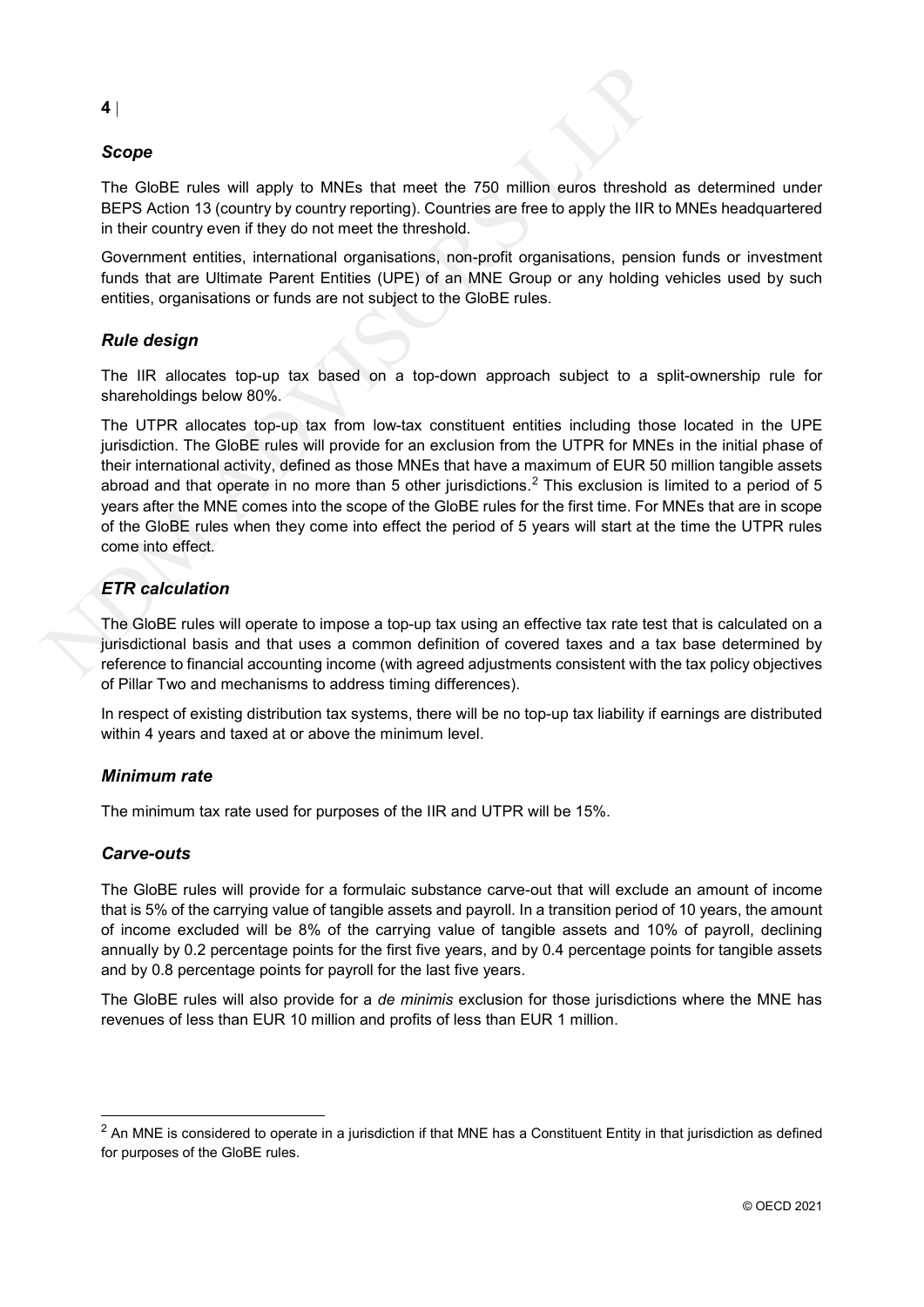### *Scope*

The GloBE rules will apply to MNEs that meet the 750 million euros threshold as determined under BEPS Action 13 (country by country reporting). Countries are free to apply the IIR to MNEs headquartered in their country even if they do not meet the threshold.

Government entities, international organisations, non-profit organisations, pension funds or investment funds that are Ultimate Parent Entities (UPE) of an MNE Group or any holding vehicles used by such entities, organisations or funds are not subject to the GloBE rules.

### *Rule design*

The IIR allocates top-up tax based on a top-down approach subject to a split-ownership rule for shareholdings below 80%.

The UTPR allocates top-up tax from low-tax constituent entities including those located in the UPE jurisdiction. The GloBE rules will provide for an exclusion from the UTPR for MNEs in the initial phase of their international activity, defined as those MNEs that have a maximum of EUR 50 million tangible assets abroad and that operate in no more than 5 other jurisdictions.[2] This exclusion is limited to a period of 5 years after the MNE comes into the scope of the GloBE rules for the first time. For MNEs that are in scope of the GloBE rules when they come into effect the period of 5 years will start at the time the UTPR rules come into effect.

### *ETR calculation*

The GloBE rules will operate to impose a top-up tax using an effective tax rate test that is calculated on a jurisdictional basis and that uses a common definition of covered taxes and a tax base determined by reference to financial accounting income (with agreed adjustments consistent with the tax policy objectives of Pillar Two and mechanisms to address timing differences).

In respect of existing distribution tax systems, there will be no top-up tax liability if earnings are distributed within 4 years and taxed at or above the minimum level.

### *Minimum rate*

The minimum tax rate used for purposes of the IIR and UTPR will be 15%.

### *Carve-outs*

The GloBE rules will provide for a formulaic substance carve-out that will exclude an amount of income that is 5% of the carrying value of tangible assets and payroll. In a transition period of 10 years, the amount of income excluded will be 8% of the carrying value of tangible assets and 10% of payroll, declining annually by 0.2 percentage points for the first five years, and by 0.4 percentage points for tangible assets and by 0.8 percentage points for payroll for the last five years.

The GloBE rules will also provide for a *de minimis* exclusion for those jurisdictions where the MNE has revenues of less than EUR 10 million and profits of less than EUR 1 million.

---

[2] An MNE is considered to operate in a jurisdiction if that MNE has a Constituent Entity in that jurisdiction as defined for purposes of the GloBE rules.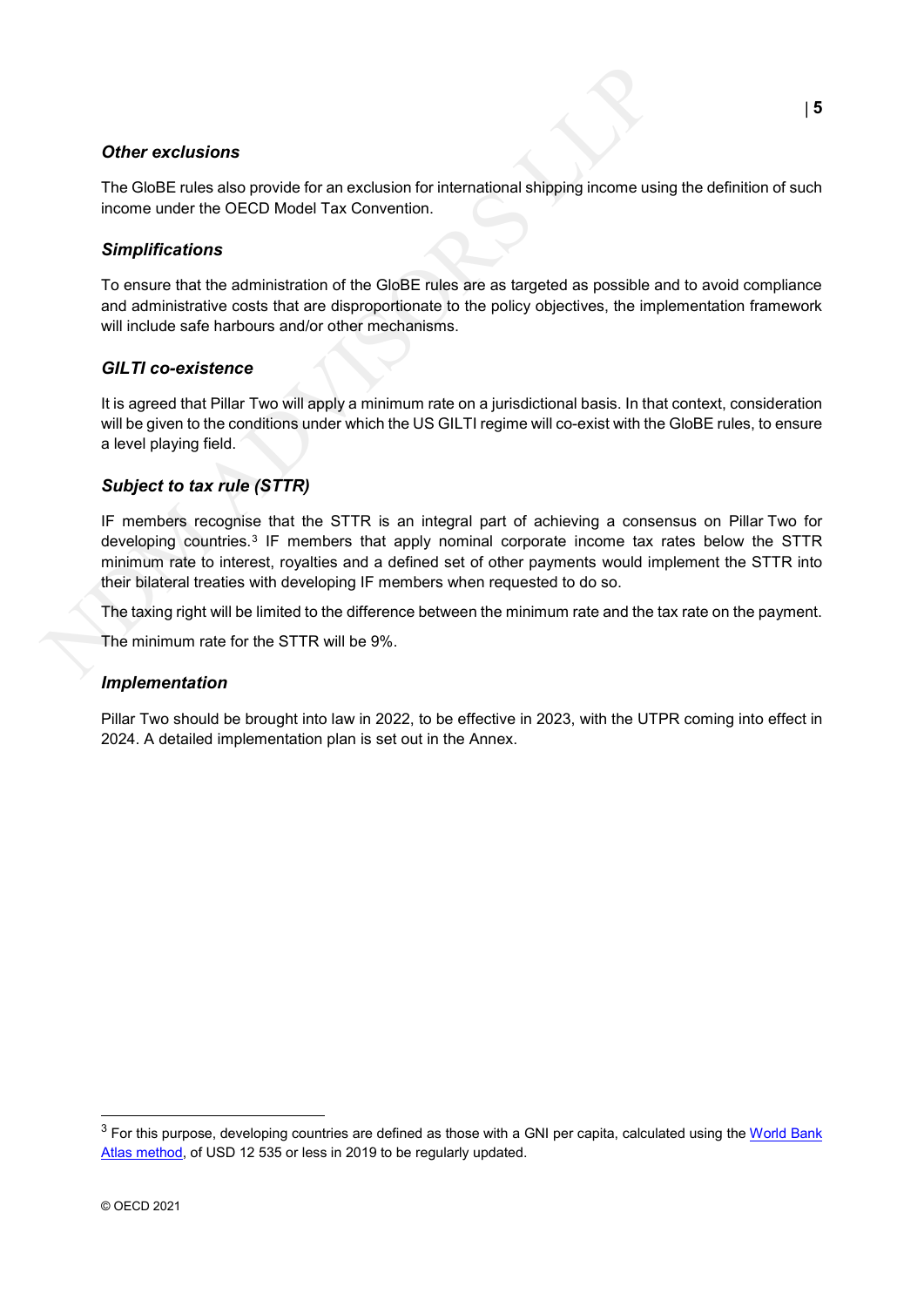### *Other exclusions*

The GloBE rules also provide for an exclusion for international shipping income using the definition of such income under the OECD Model Tax Convention.

### *Simplifications*

To ensure that the administration of the GloBE rules are as targeted as possible and to avoid compliance and administrative costs that are disproportionate to the policy objectives, the implementation framework will include safe harbours and/or other mechanisms.

### *GILTI co-existence*

It is agreed that Pillar Two will apply a minimum rate on a jurisdictional basis. In that context, consideration will be given to the conditions under which the US GILTI regime will co-exist with the GloBE rules, to ensure a level playing field.

### *Subject to tax rule (STTR)*

IF members recognise that the STTR is an integral part of achieving a consensus on Pillar Two for developing countries.[3] IF members that apply nominal corporate income tax rates below the STTR minimum rate to interest, royalties and a defined set of other payments would implement the STTR into their bilateral treaties with developing IF members when requested to do so.

The taxing right will be limited to the difference between the minimum rate and the tax rate on the payment.

The minimum rate for the STTR will be 9%.

### *Implementation*

Pillar Two should be brought into law in 2022, to be effective in 2023, with the UTPR coming into effect in 2024. A detailed implementation plan is set out in the Annex.

---

[3] For this purpose, developing countries are defined as those with a GNI per capita, calculated using the World Bank Atlas method, of USD 12 535 or less in 2019 to be regularly updated.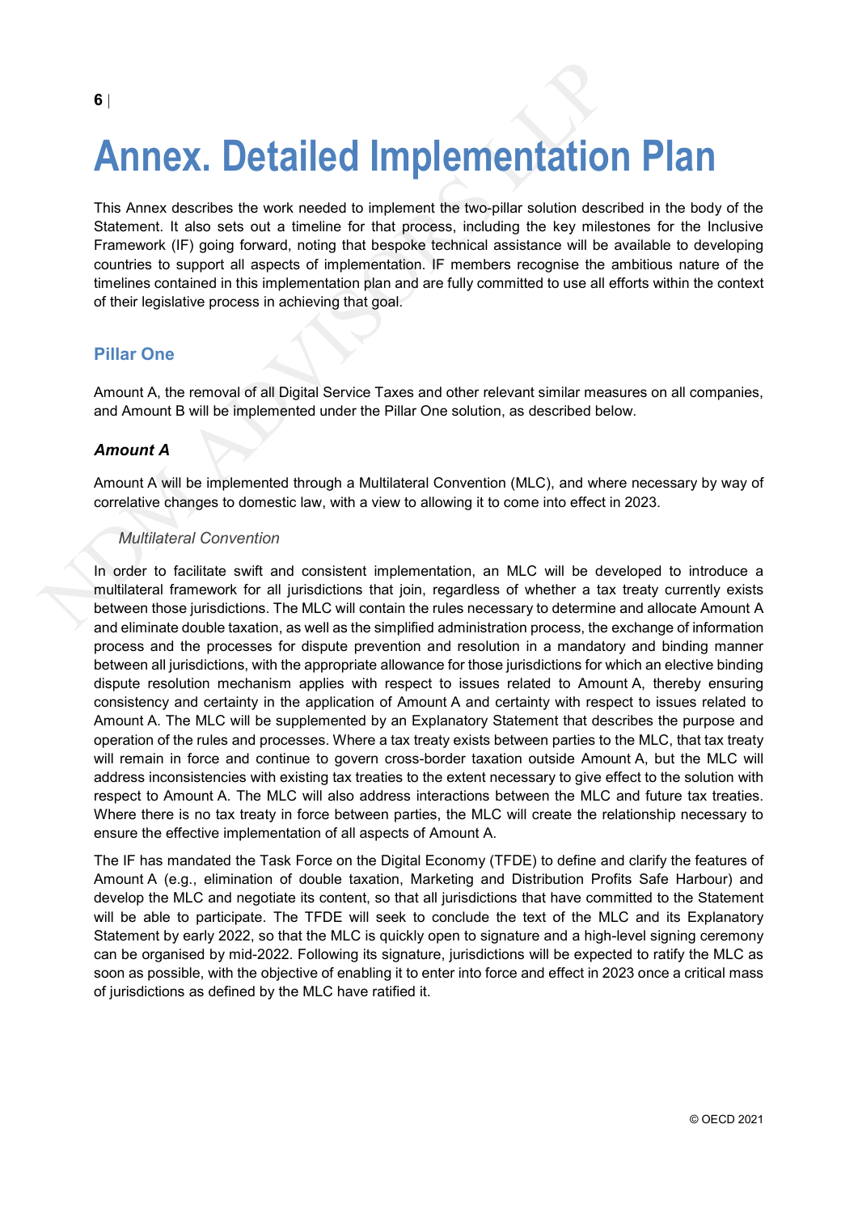# Annex. Detailed Implementation Plan

This Annex describes the work needed to implement the two-pillar solution described in the body of the Statement. It also sets out a timeline for that process, including the key milestones for the Inclusive Framework (IF) going forward, noting that bespoke technical assistance will be available to developing countries to support all aspects of implementation. IF members recognise the ambitious nature of the timelines contained in this implementation plan and are fully committed to use all efforts within the context of their legislative process in achieving that goal.

## Pillar One

Amount A, the removal of all Digital Service Taxes and other relevant similar measures on all companies, and Amount B will be implemented under the Pillar One solution, as described below.

### *Amount A*

Amount A will be implemented through a Multilateral Convention (MLC), and where necessary by way of correlative changes to domestic law, with a view to allowing it to come into effect in 2023.

#### *Multilateral Convention*

In order to facilitate swift and consistent implementation, an MLC will be developed to introduce a multilateral framework for all jurisdictions that join, regardless of whether a tax treaty currently exists between those jurisdictions. The MLC will contain the rules necessary to determine and allocate Amount A and eliminate double taxation, as well as the simplified administration process, the exchange of information process and the processes for dispute prevention and resolution in a mandatory and binding manner between all jurisdictions, with the appropriate allowance for those jurisdictions for which an elective binding dispute resolution mechanism applies with respect to issues related to Amount A, thereby ensuring consistency and certainty in the application of Amount A and certainty with respect to issues related to Amount A. The MLC will be supplemented by an Explanatory Statement that describes the purpose and operation of the rules and processes. Where a tax treaty exists between parties to the MLC, that tax treaty will remain in force and continue to govern cross-border taxation outside Amount A, but the MLC will address inconsistencies with existing tax treaties to the extent necessary to give effect to the solution with respect to Amount A. The MLC will also address interactions between the MLC and future tax treaties. Where there is no tax treaty in force between parties, the MLC will create the relationship necessary to ensure the effective implementation of all aspects of Amount A.

The IF has mandated the Task Force on the Digital Economy (TFDE) to define and clarify the features of Amount A (e.g., elimination of double taxation, Marketing and Distribution Profits Safe Harbour) and develop the MLC and negotiate its content, so that all jurisdictions that have committed to the Statement will be able to participate. The TFDE will seek to conclude the text of the MLC and its Explanatory Statement by early 2022, so that the MLC is quickly open to signature and a high-level signing ceremony can be organised by mid-2022. Following its signature, jurisdictions will be expected to ratify the MLC as soon as possible, with the objective of enabling it to enter into force and effect in 2023 once a critical mass of jurisdictions as defined by the MLC have ratified it.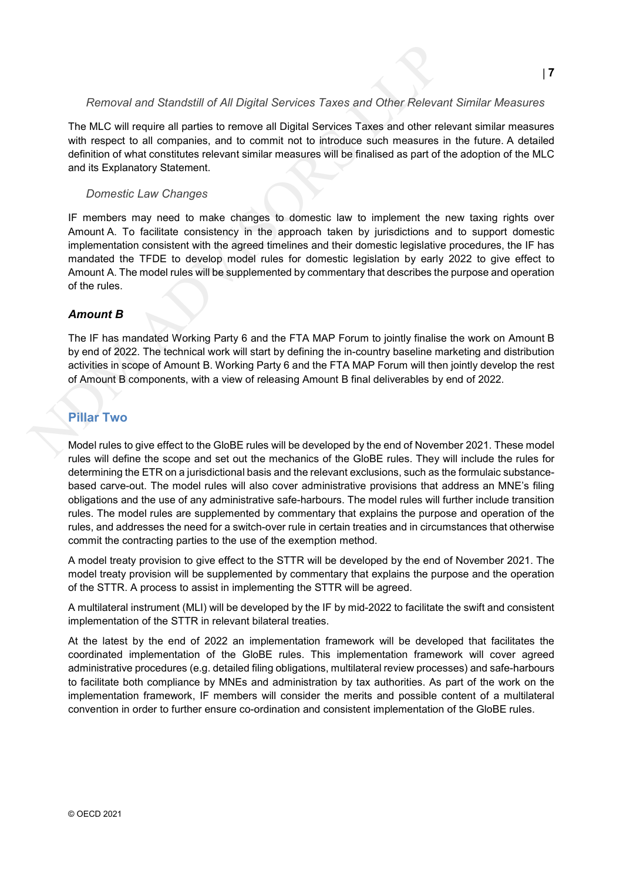*Removal and Standstill of All Digital Services Taxes and Other Relevant Similar Measures*

The MLC will require all parties to remove all Digital Services Taxes and other relevant similar measures with respect to all companies, and to commit not to introduce such measures in the future. A detailed definition of what constitutes relevant similar measures will be finalised as part of the adoption of the MLC and its Explanatory Statement.

*Domestic Law Changes*

IF members may need to make changes to domestic law to implement the new taxing rights over Amount A. To facilitate consistency in the approach taken by jurisdictions and to support domestic implementation consistent with the agreed timelines and their domestic legislative procedures, the IF has mandated the TFDE to develop model rules for domestic legislation by early 2022 to give effect to Amount A. The model rules will be supplemented by commentary that describes the purpose and operation of the rules.

### *Amount B*

The IF has mandated Working Party 6 and the FTA MAP Forum to jointly finalise the work on Amount B by end of 2022. The technical work will start by defining the in-country baseline marketing and distribution activities in scope of Amount B. Working Party 6 and the FTA MAP Forum will then jointly develop the rest of Amount B components, with a view of releasing Amount B final deliverables by end of 2022.

## Pillar Two

Model rules to give effect to the GloBE rules will be developed by the end of November 2021. These model rules will define the scope and set out the mechanics of the GloBE rules. They will include the rules for determining the ETR on a jurisdictional basis and the relevant exclusions, such as the formulaic substance-based carve-out. The model rules will also cover administrative provisions that address an MNE's filing obligations and the use of any administrative safe-harbours. The model rules will further include transition rules. The model rules are supplemented by commentary that explains the purpose and operation of the rules, and addresses the need for a switch-over rule in certain treaties and in circumstances that otherwise commit the contracting parties to the use of the exemption method.

A model treaty provision to give effect to the STTR will be developed by the end of November 2021. The model treaty provision will be supplemented by commentary that explains the purpose and the operation of the STTR. A process to assist in implementing the STTR will be agreed.

A multilateral instrument (MLI) will be developed by the IF by mid-2022 to facilitate the swift and consistent implementation of the STTR in relevant bilateral treaties.

At the latest by the end of 2022 an implementation framework will be developed that facilitates the coordinated implementation of the GloBE rules. This implementation framework will cover agreed administrative procedures (e.g. detailed filing obligations, multilateral review processes) and safe-harbours to facilitate both compliance by MNEs and administration by tax authorities. As part of the work on the implementation framework, IF members will consider the merits and possible content of a multilateral convention in order to further ensure co-ordination and consistent implementation of the GloBE rules.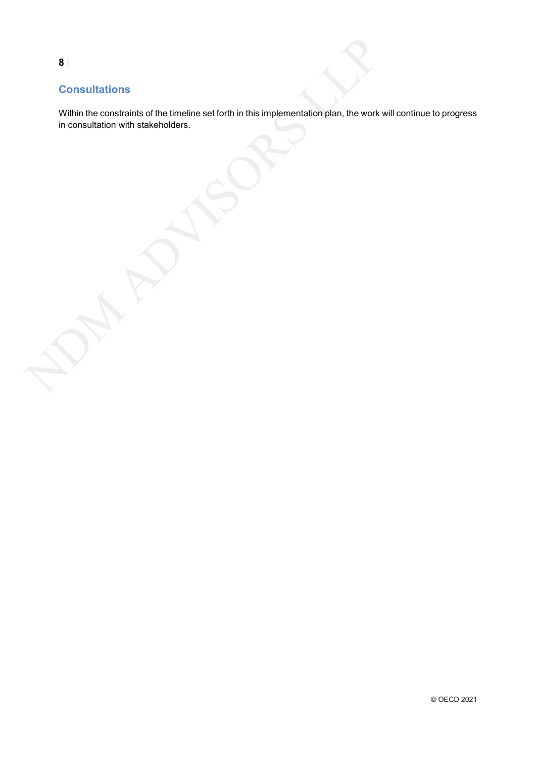## Consultations

Within the constraints of the timeline set forth in this implementation plan, the work will continue to progress in consultation with stakeholders.